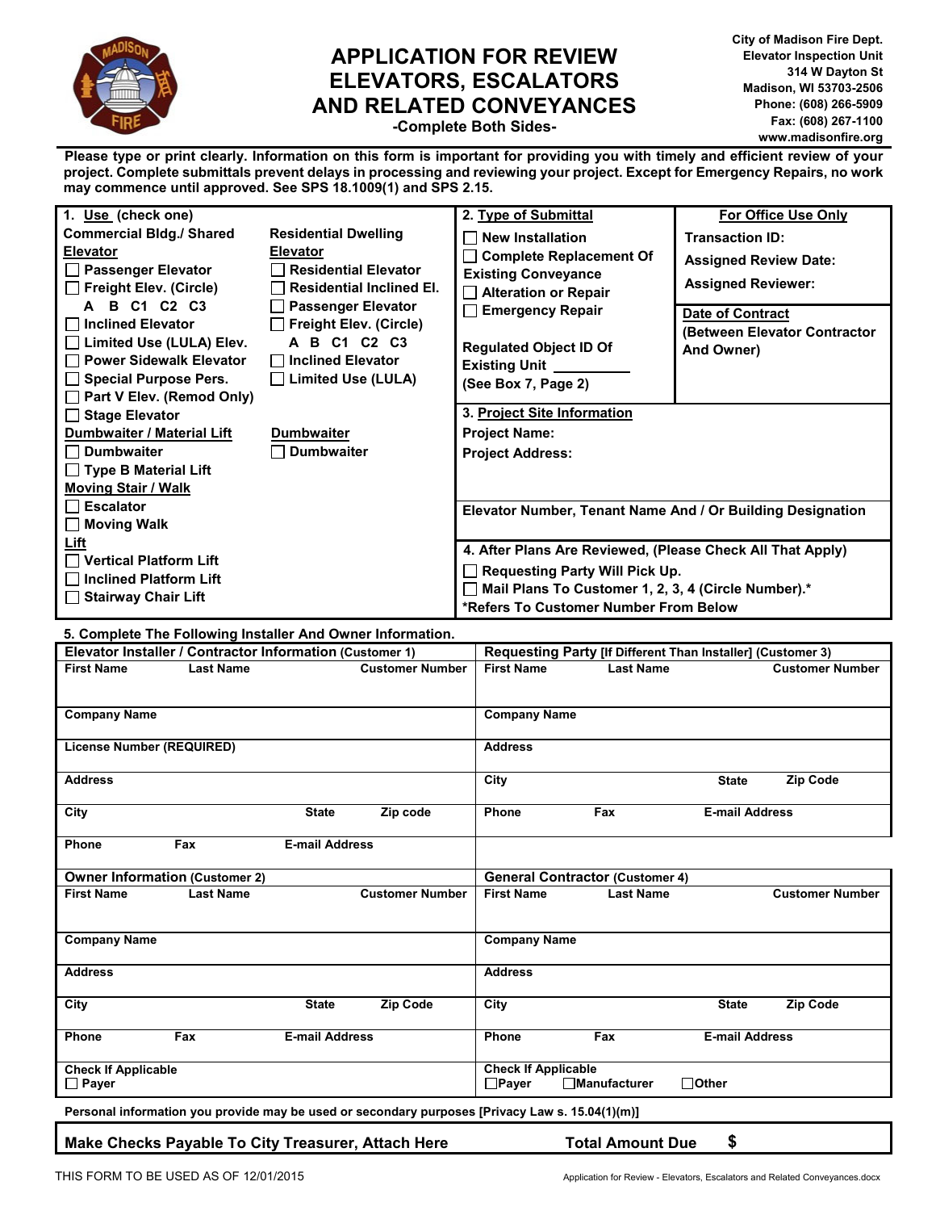# APPLICATION FOR REVIEW ELEVATORS, ESCALATORS AND RELATED CONVEYANCES

**-Complete Both Sides-**

**City of Madison Fire Dept.**
**Elevator Inspection Unit**
**314 W Dayton St**
**Madison, WI 53703-2506**
**Phone: (608) 266-5909**
**Fax: (608) 267-1100**
**www.madisonfire.org**

**Please type or print clearly. Information on this form is important for providing you with timely and efficient review of your project. Complete submittals prevent delays in processing and reviewing your project. Except for Emergency Repairs, no work may commence until approved. See SPS 18.1009(1) and SPS 2.15.**

**1. Use (check one)**

**Commercial Bldg./ Shared Elevator**
- ☐ Passenger Elevator
- ☐ Freight Elev. (Circle) A B C1 C2 C3
- ☐ Inclined Elevator
- ☐ Limited Use (LULA) Elev.
- ☐ Power Sidewalk Elevator
- ☐ Special Purpose Pers.
- ☐ Part V Elev. (Remod Only)
- ☐ Stage Elevator

**Dumbwaiter / Material Lift**
- ☐ Dumbwaiter
- ☐ Type B Material Lift

**Moving Stair / Walk**
- ☐ Escalator
- ☐ Moving Walk

**Lift**
- ☐ Vertical Platform Lift
- ☐ Inclined Platform Lift
- ☐ Stairway Chair Lift

**Residential Dwelling Elevator**
- ☐ Residential Elevator
- ☐ Residential Inclined El.
- ☐ Passenger Elevator
- ☐ Freight Elev. (Circle) A B C1 C2 C3
- ☐ Inclined Elevator
- ☐ Limited Use (LULA)

**Dumbwaiter**
- ☐ Dumbwaiter

**2. Type of Submittal**
- ☐ New Installation
- ☐ Complete Replacement Of Existing Conveyance
- ☐ Alteration or Repair
- ☐ Emergency Repair

**Regulated Object ID Of Existing Unit ________ (See Box 7, Page 2)**

**For Office Use Only**
- **Transaction ID:**
- **Assigned Review Date:**
- **Assigned Reviewer:**

**Date of Contract (Between Elevator Contractor And Owner)**

**3. Project Site Information**

**Project Name:**

**Project Address:**

**Elevator Number, Tenant Name And / Or Building Designation**

**4. After Plans Are Reviewed, (Please Check All That Apply)**
- ☐ Requesting Party Will Pick Up.
- ☐ Mail Plans To Customer 1, 2, 3, 4 (Circle Number).*

***Refers To Customer Number From Below**

**5. Complete The Following Installer And Owner Information.**

| **Elevator Installer / Contractor Information (Customer 1)** | **Requesting Party [If Different Than Installer] (Customer 3)** |
|---|---|
| First Name / Last Name / Customer Number | First Name / Last Name / Customer Number |
| Company Name | Company Name |
| License Number (REQUIRED) | Address |
| Address | City / State / Zip Code |
| City / State / Zip code | Phone / Fax / E-mail Address |
| Phone / Fax / E-mail Address | |

| **Owner Information (Customer 2)** | **General Contractor (Customer 4)** |
|---|---|
| First Name / Last Name / Customer Number | First Name / Last Name / Customer Number |
| Company Name | Company Name |
| Address | Address |
| City / State / Zip Code | City / State / Zip Code |
| Phone / Fax / E-mail Address | Phone / Fax / E-mail Address |
| Check If Applicable ☐ Payer | Check If Applicable ☐ Payer ☐ Manufacturer ☐ Other |

**Personal information you provide may be used or secondary purposes [Privacy Law s. 15.04(1)(m)]**

**Make Checks Payable To City Treasurer, Attach Here** **Total Amount Due $**

THIS FORM TO BE USED AS OF 12/01/2015

Application for Review - Elevators, Escalators and Related Conveyances.docx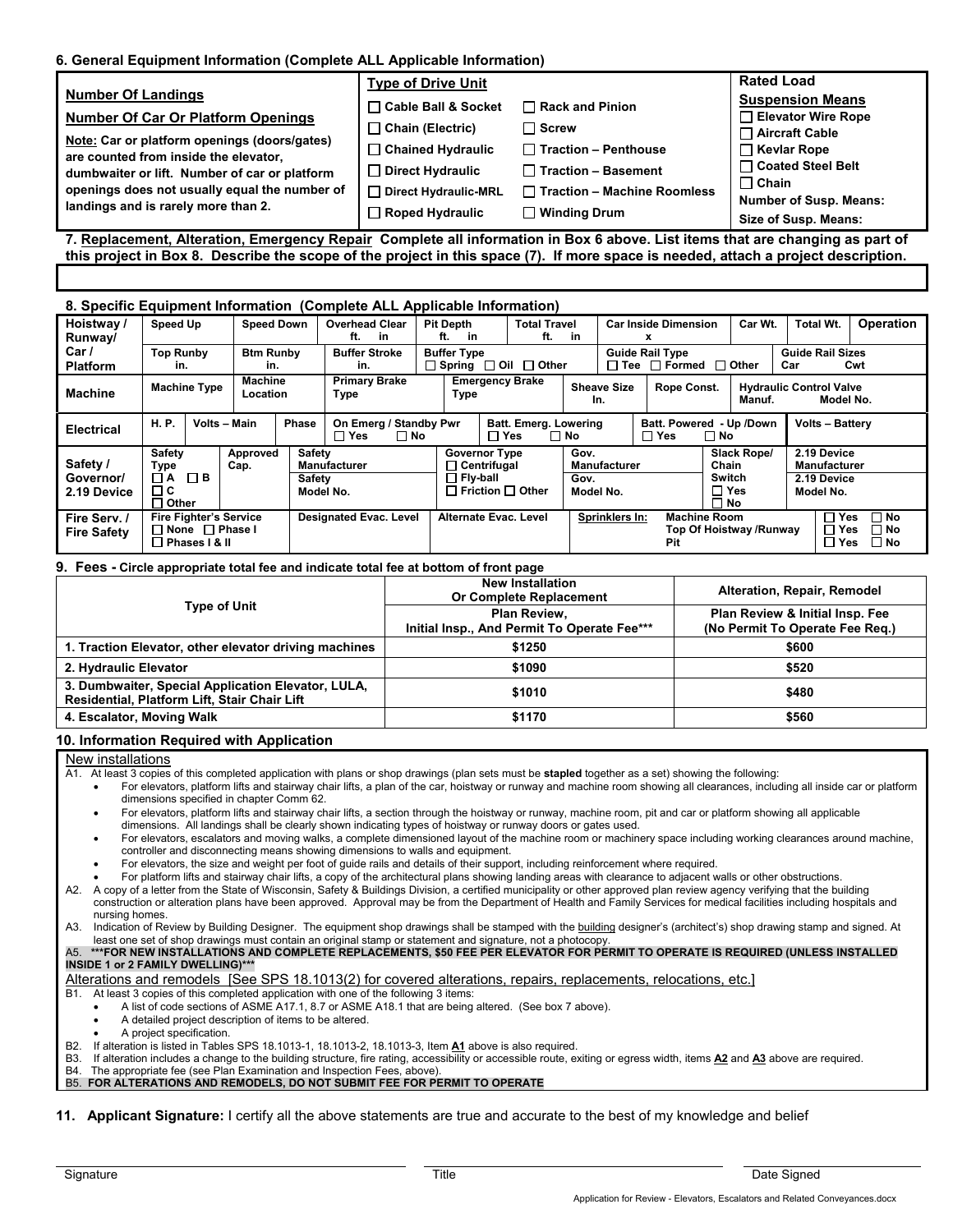### 6. General Equipment Information (Complete ALL Applicable Information)

| Number Of Landings / Number Of Car Or Platform Openings | Type of Drive Unit | | Rated Load |
|---|---|---|---|
| **Number Of Landings** | ☐ Cable Ball & Socket | ☐ Rack and Pinion | **Suspension Means** |
| **Number Of Car Or Platform Openings** | ☐ Chain (Electric) | ☐ Screw | ☐ Elevator Wire Rope |
| **Note:** Car or platform openings (doors/gates) are counted from inside the elevator, dumbwaiter or lift. Number of car or platform openings does not usually equal the number of landings and is rarely more than 2. | ☐ Chained Hydraulic | ☐ Traction – Penthouse | ☐ Aircraft Cable |
| | ☐ Direct Hydraulic | ☐ Traction – Basement | ☐ Kevlar Rope |
| | ☐ Direct Hydraulic-MRL | ☐ Traction – Machine Roomless | ☐ Coated Steel Belt |
| | ☐ Roped Hydraulic | ☐ Winding Drum | ☐ Chain |
| | | | Number of Susp. Means: |
| | | | Size of Susp. Means: |

**7. Replacement, Alteration, Emergency Repair Complete all information in Box 6 above. List items that are changing as part of this project in Box 8. Describe the scope of the project in this space (7). If more space is needed, attach a project description.**

### 8. Specific Equipment Information (Complete ALL Applicable Information)

| | | | | | | |
|---|---|---|---|---|---|---|
| **Hoistway / Runway/ Car / Platform** | Speed Up | Speed Down | Overhead Clear ft. in | Pit Depth ft. in | Total Travel ft. in | Car Inside Dimension x; Car Wt.; Total Wt.; Operation |
| | Top Runby in. | Btm Runby in. | Buffer Stroke in. | Buffer Type ☐ Spring ☐ Oil ☐ Other | Guide Rail Type ☐ Tee ☐ Formed ☐ Other | Guide Rail Sizes Car Cwt |
| **Machine** | Machine Type | Machine Location | Primary Brake Type | Emergency Brake Type | Sheave Size In.; Rope Const. | Hydraulic Control Valve Manuf. Model No. |
| **Electrical** | H. P. | Volts – Main; Phase | On Emerg / Standby Pwr ☐ Yes ☐ No | Batt. Emerg. Lowering ☐ Yes ☐ No | Batt. Powered - Up /Down ☐ Yes ☐ No | Volts – Battery |
| **Safety / Governor/ 2.19 Device** | Safety Type ☐ A ☐ B ☐ C ☐ Other | Approved Cap. | Safety Manufacturer; Safety Model No. | Governor Type ☐ Centrifugal ☐ Fly-ball ☐ Friction ☐ Other | Gov. Manufacturer; Gov. Model No. | Slack Rope/ Chain Switch ☐ Yes ☐ No; 2.19 Device Manufacturer; 2.19 Device Model No. |
| **Fire Serv. / Fire Safety** | Fire Fighter's Service ☐ None ☐ Phase I ☐ Phases I & II | Designated Evac. Level | Alternate Evac. Level | Sprinklers In: | Machine Room ☐ Yes ☐ No; Top Of Hoistway /Runway ☐ Yes ☐ No; Pit ☐ Yes ☐ No | |

### 9. Fees - Circle appropriate total fee and indicate total fee at bottom of front page

| Type of Unit | New Installation Or Complete Replacement — Plan Review, Initial Insp., And Permit To Operate Fee*** | Alteration, Repair, Remodel — Plan Review & Initial Insp. Fee (No Permit To Operate Fee Req.) |
|---|---|---|
| 1. Traction Elevator, other elevator driving machines | $1250 | $600 |
| 2. Hydraulic Elevator | $1090 | $520 |
| 3. Dumbwaiter, Special Application Elevator, LULA, Residential, Platform Lift, Stair Chair Lift | $1010 | $480 |
| 4. Escalator, Moving Walk | $1170 | $560 |

### 10. Information Required with Application

New installations

A1. At least 3 copies of this completed application with plans or shop drawings (plan sets must be **stapled** together as a set) showing the following:

- For elevators, platform lifts and stairway chair lifts, a plan of the car, hoistway or runway and machine room showing all clearances, including all inside car or platform dimensions specified in chapter Comm 62.
- For elevators, platform lifts and stairway chair lifts, a section through the hoistway or runway, machine room, pit and car or platform showing all applicable dimensions. All landings shall be clearly shown indicating types of hoistway or runway doors or gates used.
- For elevators, escalators and moving walks, a complete dimensioned layout of the machine room or machinery space including working clearances around machine, controller and disconnecting means showing dimensions to walls and equipment.
- For elevators, the size and weight per foot of guide rails and details of their support, including reinforcement where required.
- For platform lifts and stairway chair lifts, a copy of the architectural plans showing landing areas with clearance to adjacent walls or other obstructions.

A2. A copy of a letter from the State of Wisconsin, Safety & Buildings Division, a certified municipality or other approved plan review agency verifying that the building construction or alteration plans have been approved. Approval may be from the Department of Health and Family Services for medical facilities including hospitals and nursing homes.

A3. Indication of Review by Building Designer. The equipment shop drawings shall be stamped with the building designer's (architect's) shop drawing stamp and signed. At least one set of shop drawings must contain an original stamp or statement and signature, not a photocopy.

A5. **\*\*\*FOR NEW INSTALLATIONS AND COMPLETE REPLACEMENTS, $50 FEE PER ELEVATOR FOR PERMIT TO OPERATE IS REQUIRED (UNLESS INSTALLED INSIDE 1 or 2 FAMILY DWELLING)\*\*\***

Alterations and remodels [See SPS 18.1013(2) for covered alterations, repairs, replacements, relocations, etc.]

B1. At least 3 copies of this completed application with one of the following 3 items:

- A list of code sections of ASME A17.1, 8.7 or ASME A18.1 that are being altered. (See box 7 above).
- A detailed project description of items to be altered.
- A project specification.

B2. If alteration is listed in Tables SPS 18.1013-1, 18.1013-2, 18.1013-3, Item **A1** above is also required.

B3. If alteration includes a change to the building structure, fire rating, accessibility or accessible route, exiting or egress width, items **A2** and **A3** above are required.

B4. The appropriate fee (see Plan Examination and Inspection Fees, above).

B5. **FOR ALTERATIONS AND REMODELS, DO NOT SUBMIT FEE FOR PERMIT TO OPERATE**

**11. Applicant Signature:** I certify all the above statements are true and accurate to the best of my knowledge and belief

Signature ____________________ Title ____________________ Date Signed ____________________

Application for Review - Elevators, Escalators and Related Conveyances.docx